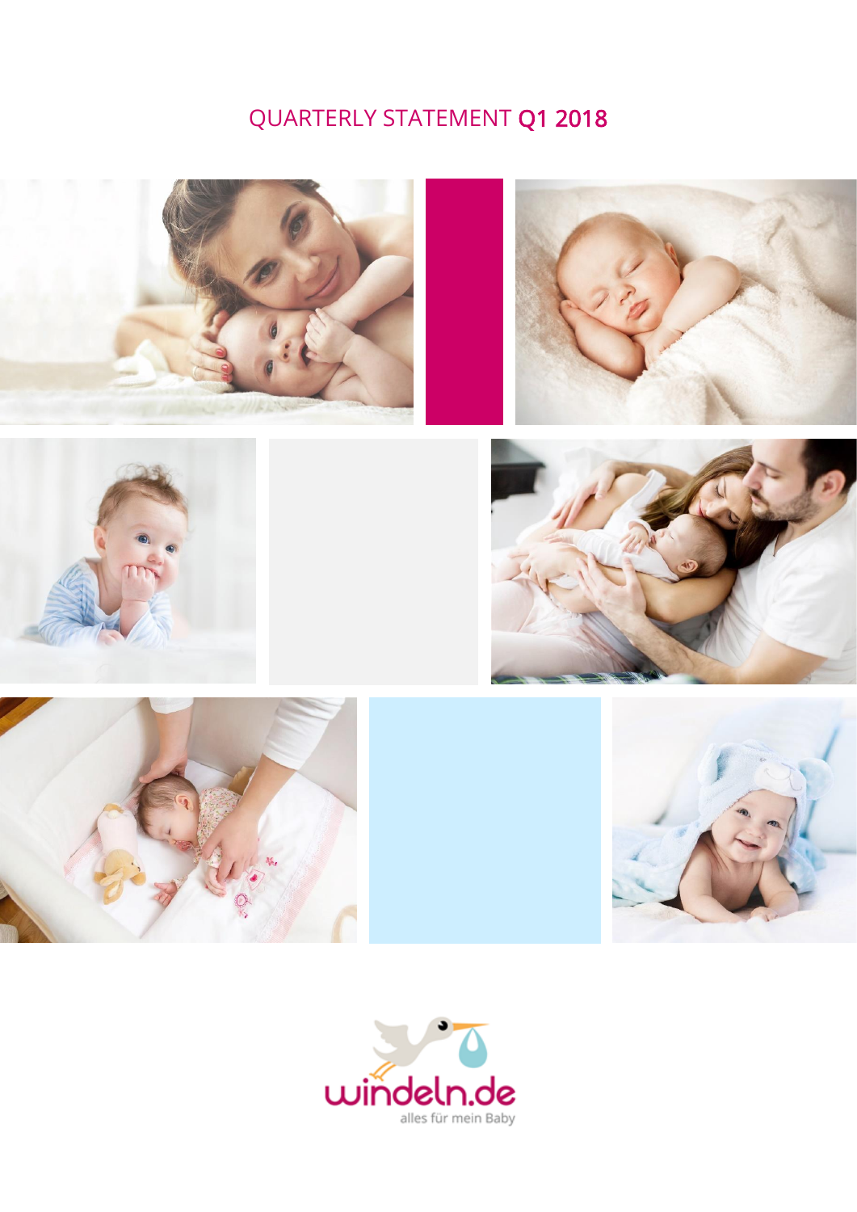# QUARTERLY STATEMENT Q1 2018

windeln.de

alles für mein Baby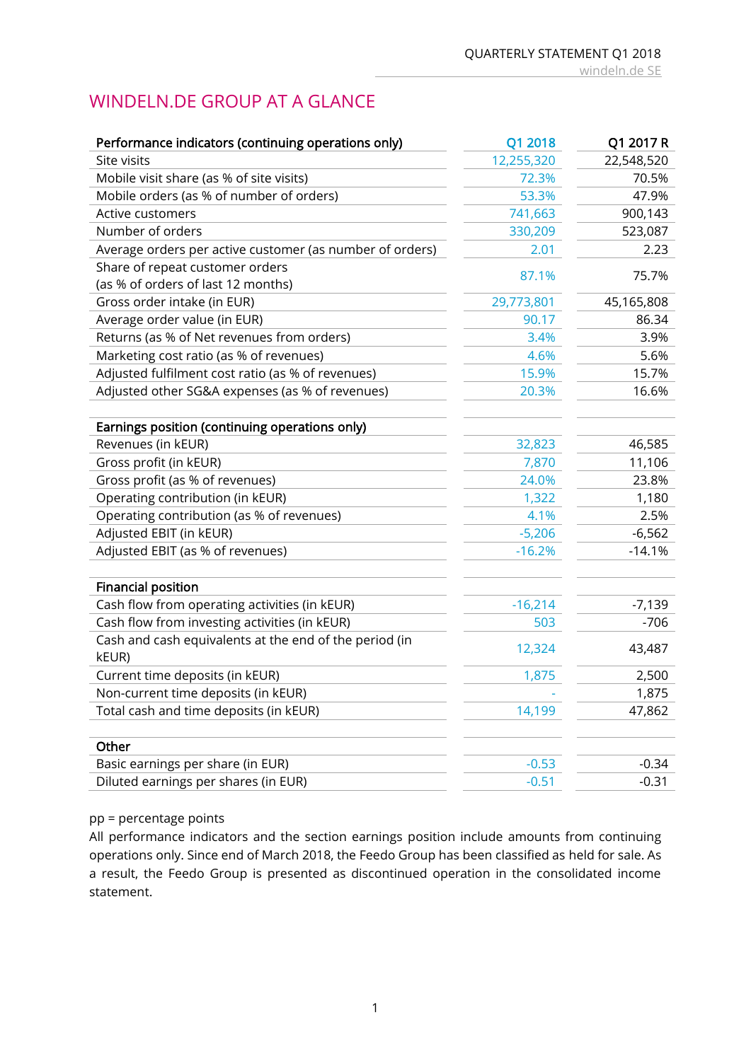# WINDELN.DE GROUP AT A GLANCE

| Performance indicators (continuing operations only) | Q1 2018 | Q1 2017 R |
|---|---|---|
| Site visits | 12,255,320 | 22,548,520 |
| Mobile visit share (as % of site visits) | 72.3% | 70.5% |
| Mobile orders (as % of number of orders) | 53.3% | 47.9% |
| Active customers | 741,663 | 900,143 |
| Number of orders | 330,209 | 523,087 |
| Average orders per active customer (as number of orders) | 2.01 | 2.23 |
| Share of repeat customer orders (as % of orders of last 12 months) | 87.1% | 75.7% |
| Gross order intake (in EUR) | 29,773,801 | 45,165,808 |
| Average order value (in EUR) | 90.17 | 86.34 |
| Returns (as % of Net revenues from orders) | 3.4% | 3.9% |
| Marketing cost ratio (as % of revenues) | 4.6% | 5.6% |
| Adjusted fulfilment cost ratio (as % of revenues) | 15.9% | 15.7% |
| Adjusted other SG&A expenses (as % of revenues) | 20.3% | 16.6% |
| | | |
| **Earnings position (continuing operations only)** | | |
| Revenues (in kEUR) | 32,823 | 46,585 |
| Gross profit (in kEUR) | 7,870 | 11,106 |
| Gross profit (as % of revenues) | 24.0% | 23.8% |
| Operating contribution (in kEUR) | 1,322 | 1,180 |
| Operating contribution (as % of revenues) | 4.1% | 2.5% |
| Adjusted EBIT (in kEUR) | -5,206 | -6,562 |
| Adjusted EBIT (as % of revenues) | -16.2% | -14.1% |
| | | |
| **Financial position** | | |
| Cash flow from operating activities (in kEUR) | -16,214 | -7,139 |
| Cash flow from investing activities (in kEUR) | 503 | -706 |
| Cash and cash equivalents at the end of the period (in kEUR) | 12,324 | 43,487 |
| Current time deposits (in kEUR) | 1,875 | 2,500 |
| Non-current time deposits (in kEUR) | - | 1,875 |
| Total cash and time deposits (in kEUR) | 14,199 | 47,862 |
| | | |
| **Other** | | |
| Basic earnings per share (in EUR) | -0.53 | -0.34 |
| Diluted earnings per shares (in EUR) | -0.51 | -0.31 |

pp = percentage points

All performance indicators and the section earnings position include amounts from continuing operations only. Since end of March 2018, the Feedo Group has been classified as held for sale. As a result, the Feedo Group is presented as discontinued operation in the consolidated income statement.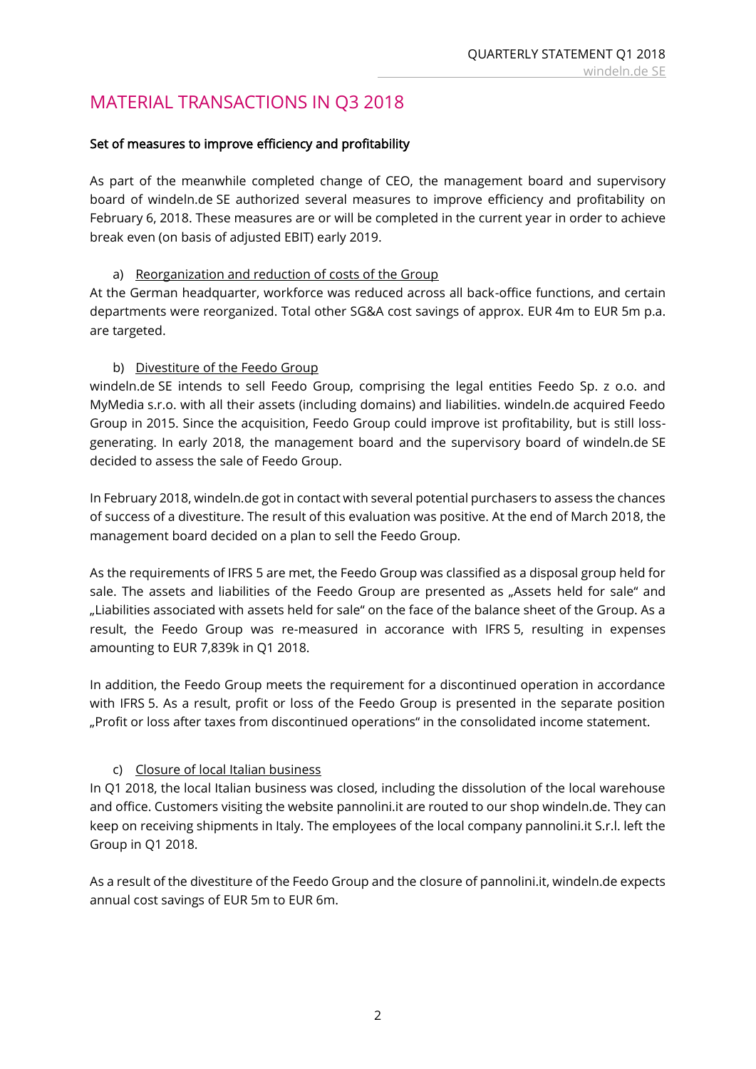# MATERIAL TRANSACTIONS IN Q3 2018

**Set of measures to improve efficiency and profitability**

As part of the meanwhile completed change of CEO, the management board and supervisory board of windeln.de SE authorized several measures to improve efficiency and profitability on February 6, 2018. These measures are or will be completed in the current year in order to achieve break even (on basis of adjusted EBIT) early 2019.

a) Reorganization and reduction of costs of the Group

At the German headquarter, workforce was reduced across all back-office functions, and certain departments were reorganized. Total other SG&A cost savings of approx. EUR 4m to EUR 5m p.a. are targeted.

b) Divestiture of the Feedo Group

windeln.de SE intends to sell Feedo Group, comprising the legal entities Feedo Sp. z o.o. and MyMedia s.r.o. with all their assets (including domains) and liabilities. windeln.de acquired Feedo Group in 2015. Since the acquisition, Feedo Group could improve ist profitability, but is still loss-generating. In early 2018, the management board and the supervisory board of windeln.de SE decided to assess the sale of Feedo Group.

In February 2018, windeln.de got in contact with several potential purchasers to assess the chances of success of a divestiture. The result of this evaluation was positive. At the end of March 2018, the management board decided on a plan to sell the Feedo Group.

As the requirements of IFRS 5 are met, the Feedo Group was classified as a disposal group held for sale. The assets and liabilities of the Feedo Group are presented as „Assets held for sale" and „Liabilities associated with assets held for sale" on the face of the balance sheet of the Group. As a result, the Feedo Group was re-measured in accorance with IFRS 5, resulting in expenses amounting to EUR 7,839k in Q1 2018.

In addition, the Feedo Group meets the requirement for a discontinued operation in accordance with IFRS 5. As a result, profit or loss of the Feedo Group is presented in the separate position „Profit or loss after taxes from discontinued operations" in the consolidated income statement.

c) Closure of local Italian business

In Q1 2018, the local Italian business was closed, including the dissolution of the local warehouse and office. Customers visiting the website pannolini.it are routed to our shop windeln.de. They can keep on receiving shipments in Italy. The employees of the local company pannolini.it S.r.l. left the Group in Q1 2018.

As a result of the divestiture of the Feedo Group and the closure of pannolini.it, windeln.de expects annual cost savings of EUR 5m to EUR 6m.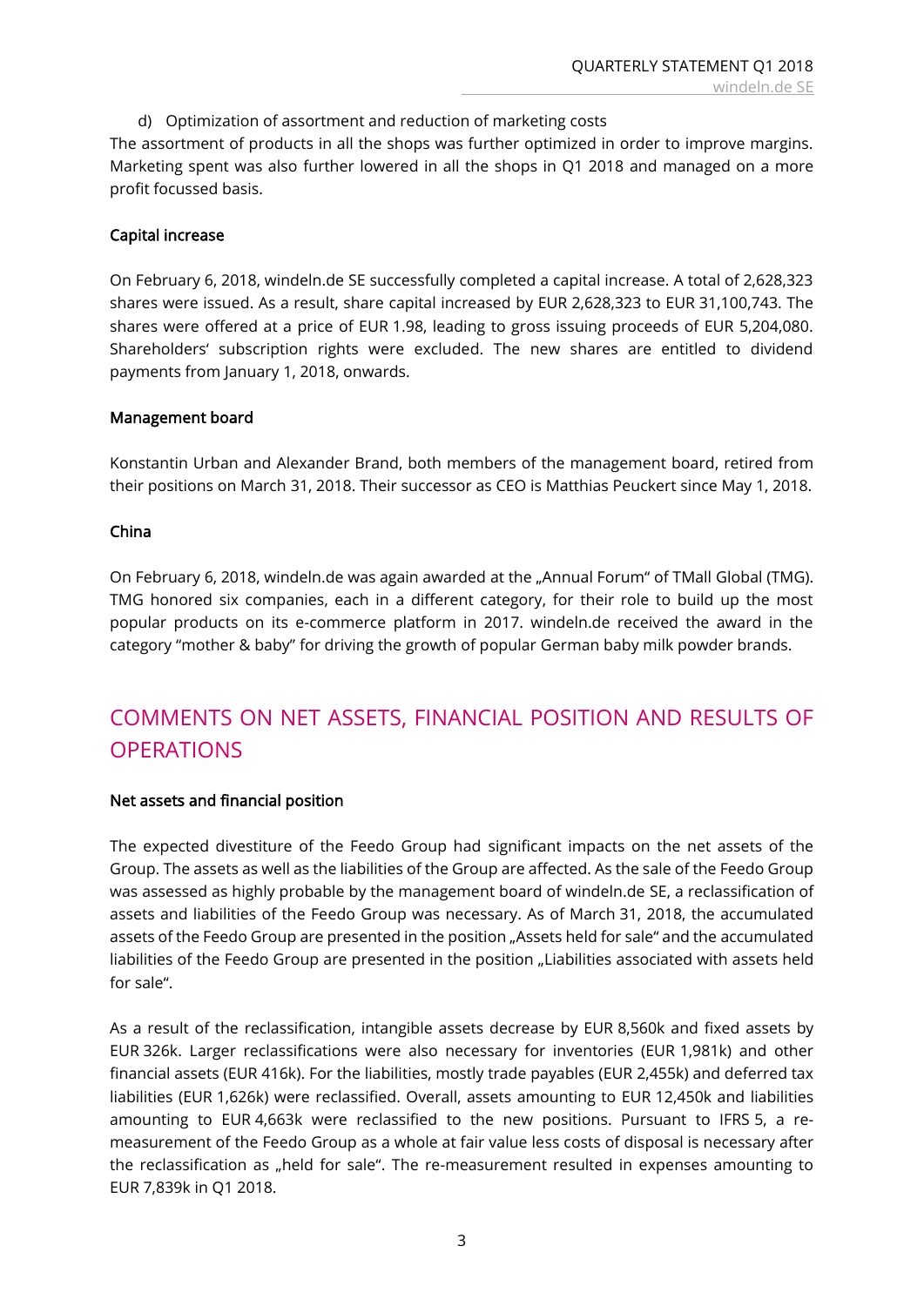d) Optimization of assortment and reduction of marketing costs

The assortment of products in all the shops was further optimized in order to improve margins. Marketing spent was also further lowered in all the shops in Q1 2018 and managed on a more profit focussed basis.

### Capital increase

On February 6, 2018, windeln.de SE successfully completed a capital increase. A total of 2,628,323 shares were issued. As a result, share capital increased by EUR 2,628,323 to EUR 31,100,743. The shares were offered at a price of EUR 1.98, leading to gross issuing proceeds of EUR 5,204,080. Shareholders' subscription rights were excluded. The new shares are entitled to dividend payments from January 1, 2018, onwards.

### Management board

Konstantin Urban and Alexander Brand, both members of the management board, retired from their positions on March 31, 2018. Their successor as CEO is Matthias Peuckert since May 1, 2018.

### China

On February 6, 2018, windeln.de was again awarded at the „Annual Forum" of TMall Global (TMG). TMG honored six companies, each in a different category, for their role to build up the most popular products on its e-commerce platform in 2017. windeln.de received the award in the category "mother & baby" for driving the growth of popular German baby milk powder brands.

## COMMENTS ON NET ASSETS, FINANCIAL POSITION AND RESULTS OF OPERATIONS

### Net assets and financial position

The expected divestiture of the Feedo Group had significant impacts on the net assets of the Group. The assets as well as the liabilities of the Group are affected. As the sale of the Feedo Group was assessed as highly probable by the management board of windeln.de SE, a reclassification of assets and liabilities of the Feedo Group was necessary. As of March 31, 2018, the accumulated assets of the Feedo Group are presented in the position „Assets held for sale" and the accumulated liabilities of the Feedo Group are presented in the position „Liabilities associated with assets held for sale".

As a result of the reclassification, intangible assets decrease by EUR 8,560k and fixed assets by EUR 326k. Larger reclassifications were also necessary for inventories (EUR 1,981k) and other financial assets (EUR 416k). For the liabilities, mostly trade payables (EUR 2,455k) and deferred tax liabilities (EUR 1,626k) were reclassified. Overall, assets amounting to EUR 12,450k and liabilities amounting to EUR 4,663k were reclassified to the new positions. Pursuant to IFRS 5, a re-measurement of the Feedo Group as a whole at fair value less costs of disposal is necessary after the reclassification as „held for sale". The re-measurement resulted in expenses amounting to EUR 7,839k in Q1 2018.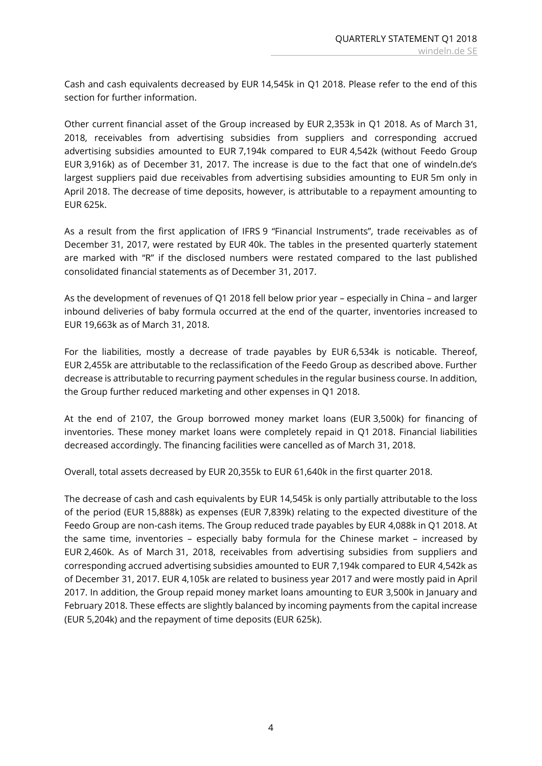Cash and cash equivalents decreased by EUR 14,545k in Q1 2018. Please refer to the end of this section for further information.

Other current financial asset of the Group increased by EUR 2,353k in Q1 2018. As of March 31, 2018, receivables from advertising subsidies from suppliers and corresponding accrued advertising subsidies amounted to EUR 7,194k compared to EUR 4,542k (without Feedo Group EUR 3,916k) as of December 31, 2017. The increase is due to the fact that one of windeln.de's largest suppliers paid due receivables from advertising subsidies amounting to EUR 5m only in April 2018. The decrease of time deposits, however, is attributable to a repayment amounting to EUR 625k.

As a result from the first application of IFRS 9 "Financial Instruments", trade receivables as of December 31, 2017, were restated by EUR 40k. The tables in the presented quarterly statement are marked with "R" if the disclosed numbers were restated compared to the last published consolidated financial statements as of December 31, 2017.

As the development of revenues of Q1 2018 fell below prior year – especially in China – and larger inbound deliveries of baby formula occurred at the end of the quarter, inventories increased to EUR 19,663k as of March 31, 2018.

For the liabilities, mostly a decrease of trade payables by EUR 6,534k is noticable. Thereof, EUR 2,455k are attributable to the reclassification of the Feedo Group as described above. Further decrease is attributable to recurring payment schedules in the regular business course. In addition, the Group further reduced marketing and other expenses in Q1 2018.

At the end of 2107, the Group borrowed money market loans (EUR 3,500k) for financing of inventories. These money market loans were completely repaid in Q1 2018. Financial liabilities decreased accordingly. The financing facilities were cancelled as of March 31, 2018.

Overall, total assets decreased by EUR 20,355k to EUR 61,640k in the first quarter 2018.

The decrease of cash and cash equivalents by EUR 14,545k is only partially attributable to the loss of the period (EUR 15,888k) as expenses (EUR 7,839k) relating to the expected divestiture of the Feedo Group are non-cash items. The Group reduced trade payables by EUR 4,088k in Q1 2018. At the same time, inventories – especially baby formula for the Chinese market – increased by EUR 2,460k. As of March 31, 2018, receivables from advertising subsidies from suppliers and corresponding accrued advertising subsidies amounted to EUR 7,194k compared to EUR 4,542k as of December 31, 2017. EUR 4,105k are related to business year 2017 and were mostly paid in April 2017. In addition, the Group repaid money market loans amounting to EUR 3,500k in January and February 2018. These effects are slightly balanced by incoming payments from the capital increase (EUR 5,204k) and the repayment of time deposits (EUR 625k).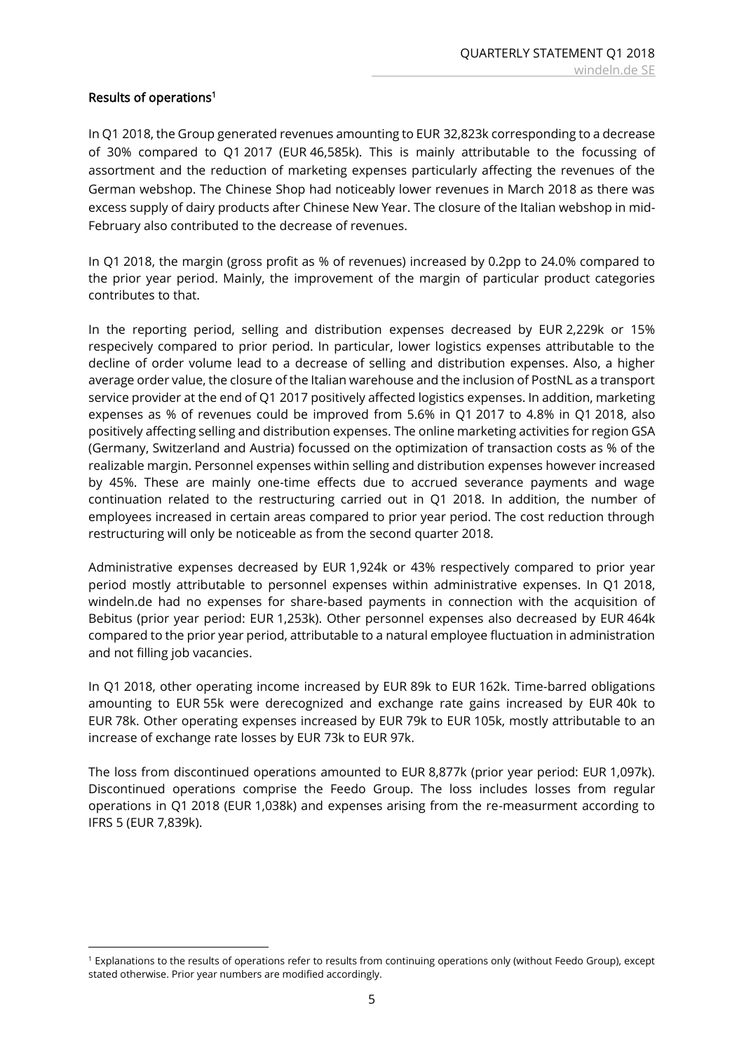**Results of operations[1]**

In Q1 2018, the Group generated revenues amounting to EUR 32,823k corresponding to a decrease of 30% compared to Q1 2017 (EUR 46,585k). This is mainly attributable to the focussing of assortment and the reduction of marketing expenses particularly affecting the revenues of the German webshop. The Chinese Shop had noticeably lower revenues in March 2018 as there was excess supply of dairy products after Chinese New Year. The closure of the Italian webshop in mid-February also contributed to the decrease of revenues.

In Q1 2018, the margin (gross profit as % of revenues) increased by 0.2pp to 24.0% compared to the prior year period. Mainly, the improvement of the margin of particular product categories contributes to that.

In the reporting period, selling and distribution expenses decreased by EUR 2,229k or 15% respecively compared to prior period. In particular, lower logistics expenses attributable to the decline of order volume lead to a decrease of selling and distribution expenses. Also, a higher average order value, the closure of the Italian warehouse and the inclusion of PostNL as a transport service provider at the end of Q1 2017 positively affected logistics expenses. In addition, marketing expenses as % of revenues could be improved from 5.6% in Q1 2017 to 4.8% in Q1 2018, also positively affecting selling and distribution expenses. The online marketing activities for region GSA (Germany, Switzerland and Austria) focussed on the optimization of transaction costs as % of the realizable margin. Personnel expenses within selling and distribution expenses however increased by 45%. These are mainly one-time effects due to accrued severance payments and wage continuation related to the restructuring carried out in Q1 2018. In addition, the number of employees increased in certain areas compared to prior year period. The cost reduction through restructuring will only be noticeable as from the second quarter 2018.

Administrative expenses decreased by EUR 1,924k or 43% respectively compared to prior year period mostly attributable to personnel expenses within administrative expenses. In Q1 2018, windeln.de had no expenses for share-based payments in connection with the acquisition of Bebitus (prior year period: EUR 1,253k). Other personnel expenses also decreased by EUR 464k compared to the prior year period, attributable to a natural employee fluctuation in administration and not filling job vacancies.

In Q1 2018, other operating income increased by EUR 89k to EUR 162k. Time-barred obligations amounting to EUR 55k were derecognized and exchange rate gains increased by EUR 40k to EUR 78k. Other operating expenses increased by EUR 79k to EUR 105k, mostly attributable to an increase of exchange rate losses by EUR 73k to EUR 97k.

The loss from discontinued operations amounted to EUR 8,877k (prior year period: EUR 1,097k). Discontinued operations comprise the Feedo Group. The loss includes losses from regular operations in Q1 2018 (EUR 1,038k) and expenses arising from the re-measurment according to IFRS 5 (EUR 7,839k).

[1] Explanations to the results of operations refer to results from continuing operations only (without Feedo Group), except stated otherwise. Prior year numbers are modified accordingly.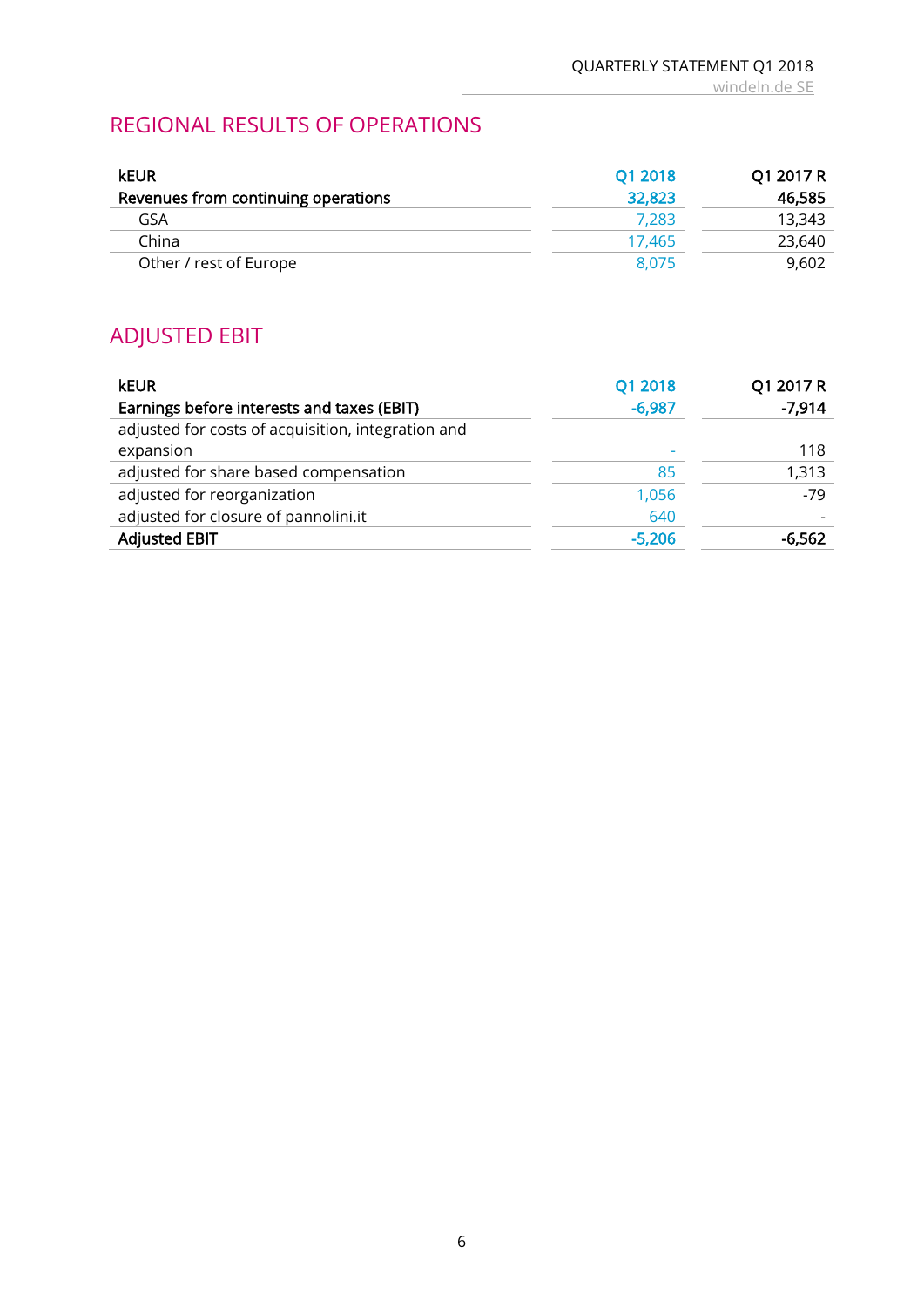## REGIONAL RESULTS OF OPERATIONS

| kEUR | Q1 2018 | Q1 2017 R |
|---|---|---|
| **Revenues from continuing operations** | **32,823** | **46,585** |
| GSA | 7,283 | 13,343 |
| China | 17,465 | 23,640 |
| Other / rest of Europe | 8,075 | 9,602 |

## ADJUSTED EBIT

| kEUR | Q1 2018 | Q1 2017 R |
|---|---|---|
| **Earnings before interests and taxes (EBIT)** | **-6,987** | **-7,914** |
| adjusted for costs of acquisition, integration and expansion | - | 118 |
| adjusted for share based compensation | 85 | 1,313 |
| adjusted for reorganization | 1,056 | -79 |
| adjusted for closure of pannolini.it | 640 | - |
| **Adjusted EBIT** | **-5,206** | **-6,562** |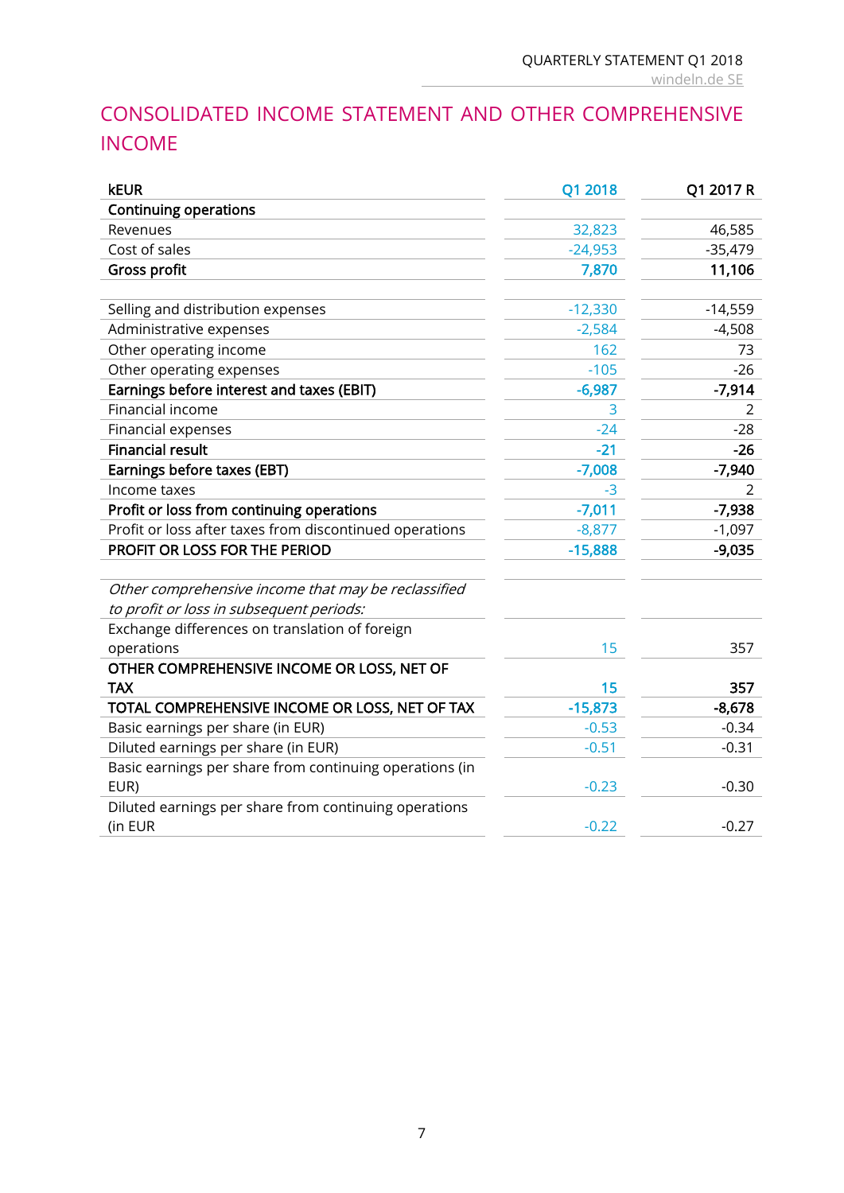# CONSOLIDATED INCOME STATEMENT AND OTHER COMPREHENSIVE INCOME

| kEUR | Q1 2018 | Q1 2017 R |
|---|---|---|
| **Continuing operations** | | |
| Revenues | 32,823 | 46,585 |
| Cost of sales | -24,953 | -35,479 |
| **Gross profit** | **7,870** | **11,106** |
| | | |
| Selling and distribution expenses | -12,330 | -14,559 |
| Administrative expenses | -2,584 | -4,508 |
| Other operating income | 162 | 73 |
| Other operating expenses | -105 | -26 |
| **Earnings before interest and taxes (EBIT)** | **-6,987** | **-7,914** |
| Financial income | 3 | 2 |
| Financial expenses | -24 | -28 |
| **Financial result** | **-21** | **-26** |
| **Earnings before taxes (EBT)** | **-7,008** | **-7,940** |
| Income taxes | -3 | 2 |
| **Profit or loss from continuing operations** | **-7,011** | **-7,938** |
| Profit or loss after taxes from discontinued operations | -8,877 | -1,097 |
| **PROFIT OR LOSS FOR THE PERIOD** | **-15,888** | **-9,035** |
| | | |
| *Other comprehensive income that may be reclassified to profit or loss in subsequent periods:* | | |
| Exchange differences on translation of foreign operations | 15 | 357 |
| **OTHER COMPREHENSIVE INCOME OR LOSS, NET OF TAX** | **15** | **357** |
| **TOTAL COMPREHENSIVE INCOME OR LOSS, NET OF TAX** | **-15,873** | **-8,678** |
| Basic earnings per share (in EUR) | -0.53 | -0.34 |
| Diluted earnings per share (in EUR) | -0.51 | -0.31 |
| Basic earnings per share from continuing operations (in EUR) | -0.23 | -0.30 |
| Diluted earnings per share from continuing operations (in EUR | -0.22 | -0.27 |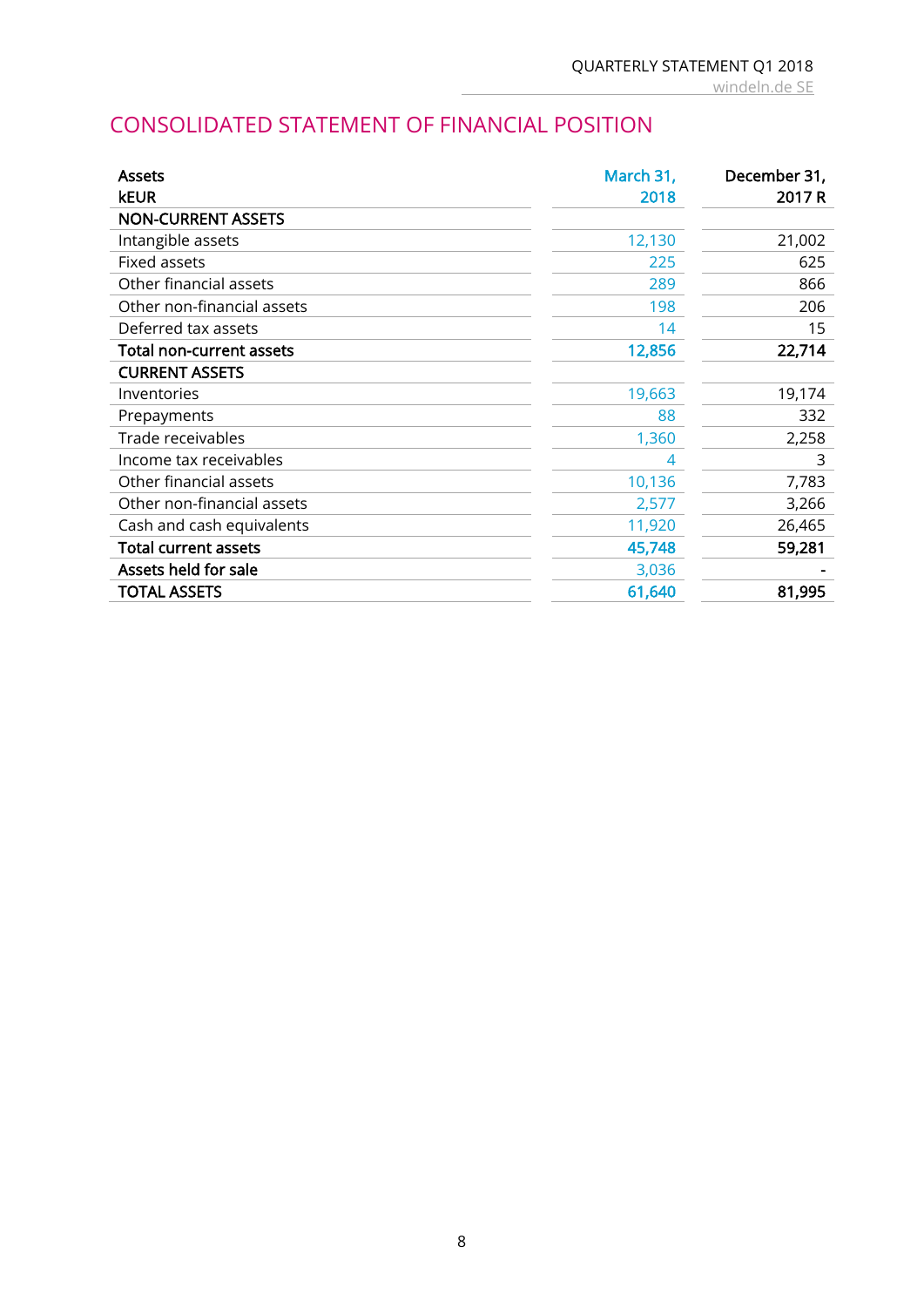# CONSOLIDATED STATEMENT OF FINANCIAL POSITION

| Assets<br>kEUR | March 31, 2018 | December 31, 2017 R |
|---|---|---|
| **NON-CURRENT ASSETS** | | |
| Intangible assets | 12,130 | 21,002 |
| Fixed assets | 225 | 625 |
| Other financial assets | 289 | 866 |
| Other non-financial assets | 198 | 206 |
| Deferred tax assets | 14 | 15 |
| **Total non-current assets** | **12,856** | **22,714** |
| **CURRENT ASSETS** | | |
| Inventories | 19,663 | 19,174 |
| Prepayments | 88 | 332 |
| Trade receivables | 1,360 | 2,258 |
| Income tax receivables | 4 | 3 |
| Other financial assets | 10,136 | 7,783 |
| Other non-financial assets | 2,577 | 3,266 |
| Cash and cash equivalents | 11,920 | 26,465 |
| **Total current assets** | **45,748** | **59,281** |
| **Assets held for sale** | 3,036 | - |
| **TOTAL ASSETS** | **61,640** | **81,995** |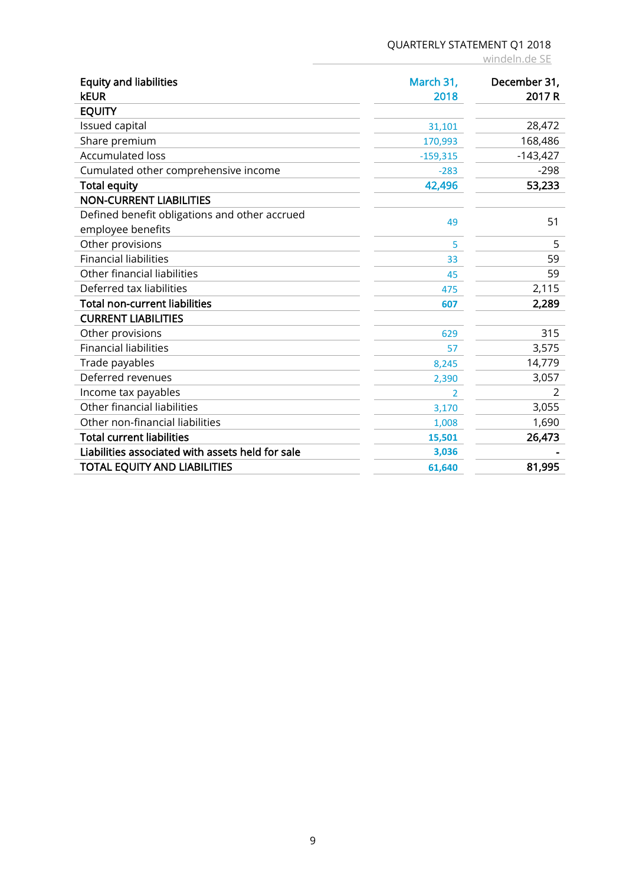| Equity and liabilities<br>kEUR | March 31, 2018 | December 31, 2017 R |
|---|---|---|
| **EQUITY** | | |
| Issued capital | 31,101 | 28,472 |
| Share premium | 170,993 | 168,486 |
| Accumulated loss | -159,315 | -143,427 |
| Cumulated other comprehensive income | -283 | -298 |
| **Total equity** | **42,496** | **53,233** |
| **NON-CURRENT LIABILITIES** | | |
| Defined benefit obligations and other accrued employee benefits | 49 | 51 |
| Other provisions | 5 | 5 |
| Financial liabilities | 33 | 59 |
| Other financial liabilities | 45 | 59 |
| Deferred tax liabilities | 475 | 2,115 |
| **Total non-current liabilities** | **607** | **2,289** |
| **CURRENT LIABILITIES** | | |
| Other provisions | 629 | 315 |
| Financial liabilities | 57 | 3,575 |
| Trade payables | 8,245 | 14,779 |
| Deferred revenues | 2,390 | 3,057 |
| Income tax payables | 2 | 2 |
| Other financial liabilities | 3,170 | 3,055 |
| Other non-financial liabilities | 1,008 | 1,690 |
| **Total current liabilities** | **15,501** | **26,473** |
| **Liabilities associated with assets held for sale** | **3,036** | **-** |
| **TOTAL EQUITY AND LIABILITIES** | **61,640** | **81,995** |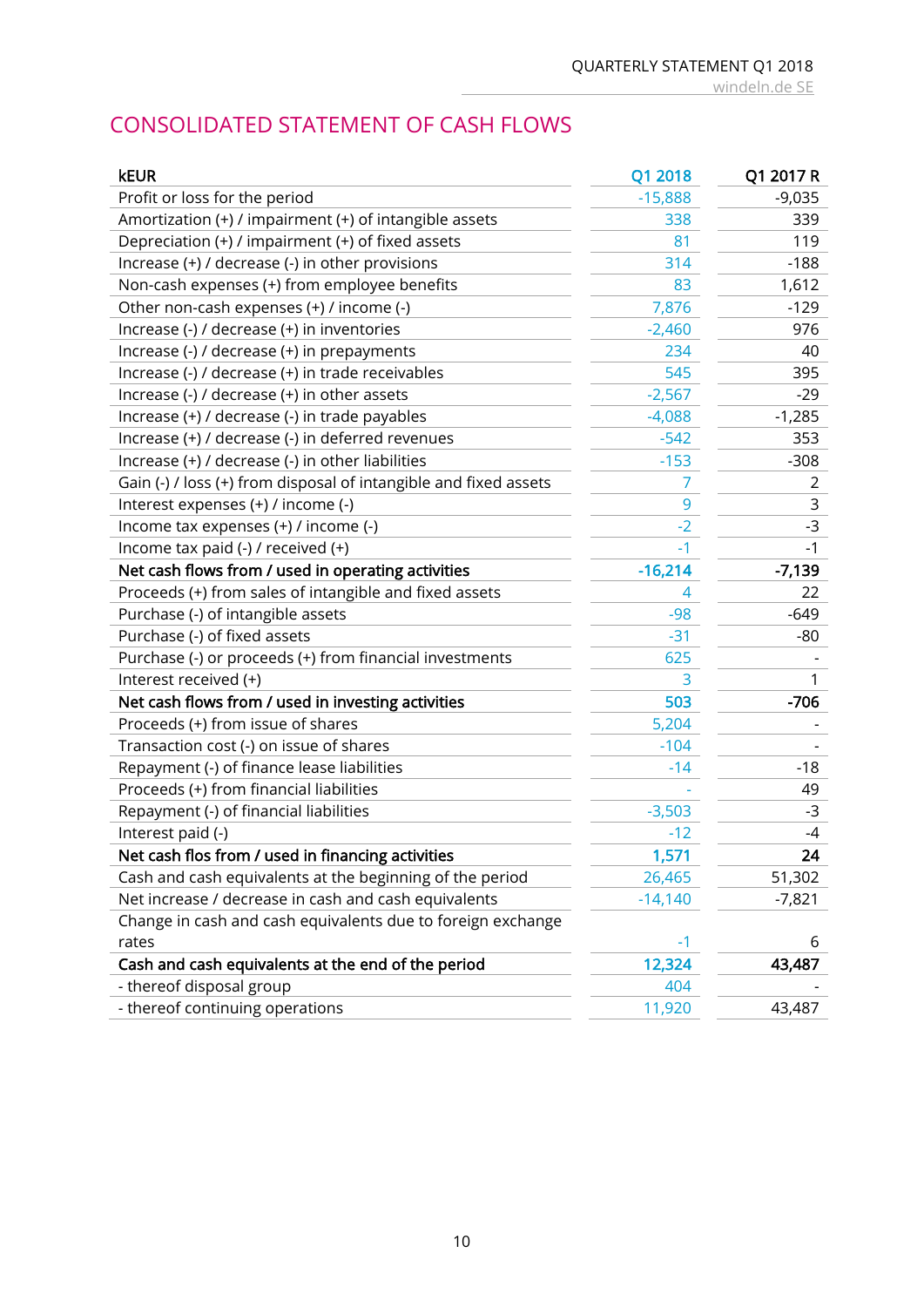# CONSOLIDATED STATEMENT OF CASH FLOWS

| kEUR | Q1 2018 | Q1 2017 R |
|---|---|---|
| Profit or loss for the period | -15,888 | -9,035 |
| Amortization (+) / impairment (+) of intangible assets | 338 | 339 |
| Depreciation (+) / impairment (+) of fixed assets | 81 | 119 |
| Increase (+) / decrease (-) in other provisions | 314 | -188 |
| Non-cash expenses (+) from employee benefits | 83 | 1,612 |
| Other non-cash expenses (+) / income (-) | 7,876 | -129 |
| Increase (-) / decrease (+) in inventories | -2,460 | 976 |
| Increase (-) / decrease (+) in prepayments | 234 | 40 |
| Increase (-) / decrease (+) in trade receivables | 545 | 395 |
| Increase (-) / decrease (+) in other assets | -2,567 | -29 |
| Increase (+) / decrease (-) in trade payables | -4,088 | -1,285 |
| Increase (+) / decrease (-) in deferred revenues | -542 | 353 |
| Increase (+) / decrease (-) in other liabilities | -153 | -308 |
| Gain (-) / loss (+) from disposal of intangible and fixed assets | 7 | 2 |
| Interest expenses (+) / income (-) | 9 | 3 |
| Income tax expenses (+) / income (-) | -2 | -3 |
| Income tax paid (-) / received (+) | -1 | -1 |
| **Net cash flows from / used in operating activities** | **-16,214** | **-7,139** |
| Proceeds (+) from sales of intangible and fixed assets | 4 | 22 |
| Purchase (-) of intangible assets | -98 | -649 |
| Purchase (-) of fixed assets | -31 | -80 |
| Purchase (-) or proceeds (+) from financial investments | 625 | - |
| Interest received (+) | 3 | 1 |
| **Net cash flows from / used in investing activities** | **503** | **-706** |
| Proceeds (+) from issue of shares | 5,204 | - |
| Transaction cost (-) on issue of shares | -104 | - |
| Repayment (-) of finance lease liabilities | -14 | -18 |
| Proceeds (+) from financial liabilities | - | 49 |
| Repayment (-) of financial liabilities | -3,503 | -3 |
| Interest paid (-) | -12 | -4 |
| **Net cash flos from / used in financing activities** | **1,571** | **24** |
| Cash and cash equivalents at the beginning of the period | 26,465 | 51,302 |
| Net increase / decrease in cash and cash equivalents | -14,140 | -7,821 |
| Change in cash and cash equivalents due to foreign exchange rates | -1 | 6 |
| **Cash and cash equivalents at the end of the period** | **12,324** | **43,487** |
| - thereof disposal group | 404 | - |
| - thereof continuing operations | 11,920 | 43,487 |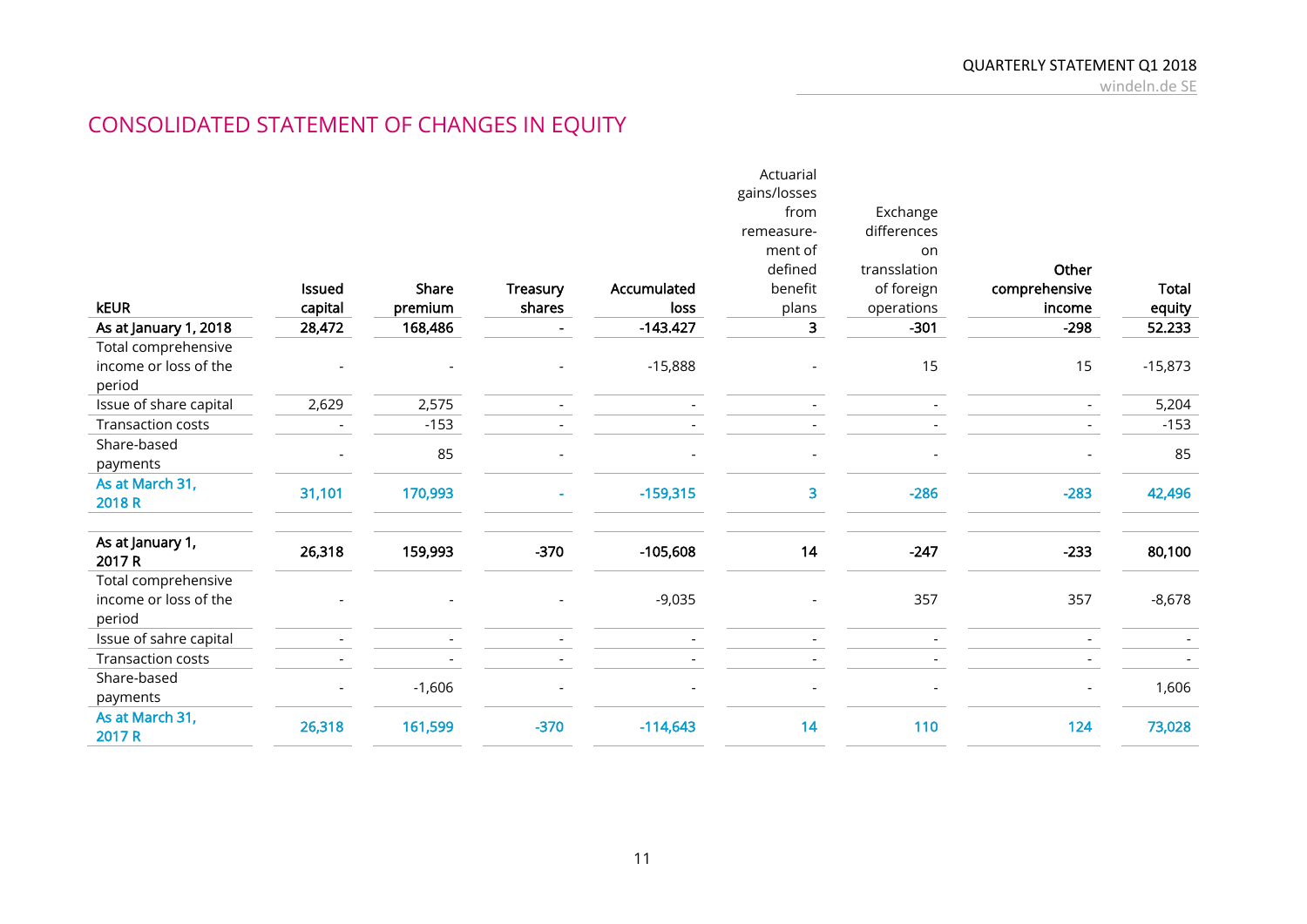# CONSOLIDATED STATEMENT OF CHANGES IN EQUITY

| kEUR | Issued capital | Share premium | Treasury shares | Accumulated loss | Actuarial gains/losses from remeasure-ment of defined benefit plans | Exchange differences on transslation of foreign operations | Other comprehensive income | Total equity |
|---|---|---|---|---|---|---|---|---|
| **As at January 1, 2018** | **28,472** | **168,486** | **-** | **-143.427** | **3** | **-301** | **-298** | **52.233** |
| Total comprehensive income or loss of the period | - | - | - | -15,888 | - | 15 | 15 | -15,873 |
| Issue of share capital | 2,629 | 2,575 | - | - | - | - | - | 5,204 |
| Transaction costs | - | -153 | - | - | - | - | - | -153 |
| Share-based payments | - | 85 | - | - | - | - | - | 85 |
| **As at March 31, 2018 R** | **31,101** | **170,993** | **-** | **-159,315** | **3** | **-286** | **-283** | **42,496** |
| | | | | | | | | |
| **As at January 1, 2017 R** | **26,318** | **159,993** | **-370** | **-105,608** | **14** | **-247** | **-233** | **80,100** |
| Total comprehensive income or loss of the period | - | - | - | -9,035 | - | 357 | 357 | -8,678 |
| Issue of sahre capital | - | - | - | - | - | - | - | - |
| Transaction costs | - | - | - | - | - | - | - | - |
| Share-based payments | - | -1,606 | - | - | - | - | - | 1,606 |
| **As at March 31, 2017 R** | **26,318** | **161,599** | **-370** | **-114,643** | **14** | **110** | **124** | **73,028** |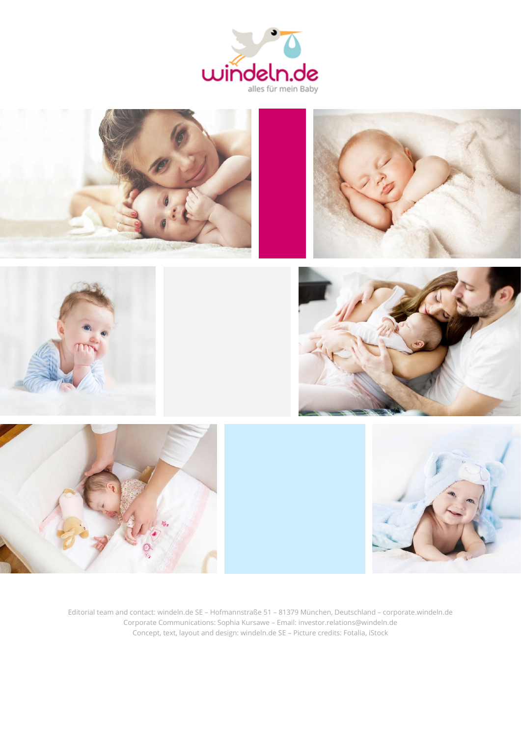windeln.de

alles für mein Baby

Editorial team and contact: windeln.de SE – Hofmannstraße 51 – 81379 München, Deutschland – corporate.windeln.de
Corporate Communications: Sophia Kursawe – Email: investor.relations@windeln.de
Concept, text, layout and design: windeln.de SE – Picture credits: Fotalia, iStock